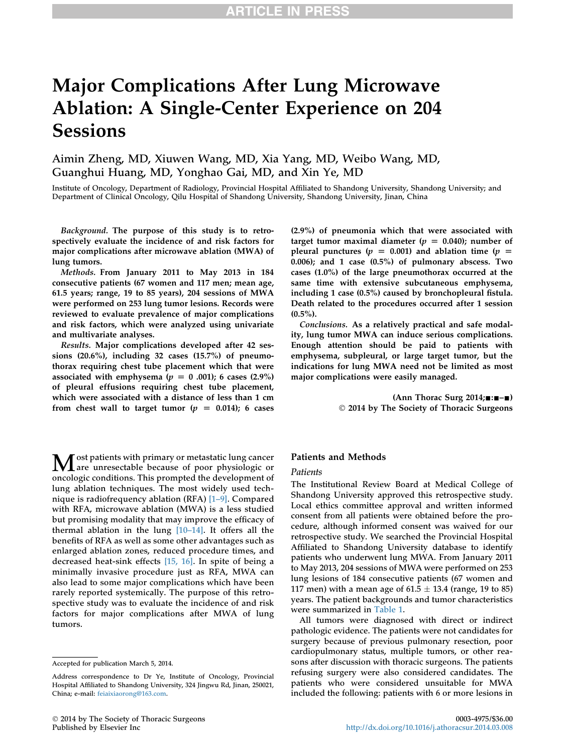# Major Complications After Lung Microwave Ablation: A Single-Center Experience on 204 Sessions

Aimin Zheng, MD, Xiuwen Wang, MD, Xia Yang, MD, Weibo Wang, MD, Guanghui Huang, MD, Yonghao Gai, MD, and Xin Ye, MD

Institute of Oncology, Department of Radiology, Provincial Hospital Affiliated to Shandong University, Shandong University; and Department of Clinical Oncology, Qilu Hospital of Shandong University, Shandong University, Jinan, China

*Background.* **The purpose of this study is to retrospectively evaluate the incidence of and risk factors for major complications after microwave ablation (MWA) of lung tumors.**

*Methods.* **From January 2011 to May 2013 in 184 consecutive patients (67 women and 117 men; mean age, 61.5 years; range, 19 to 85 years), 204 sessions of MWA were performed on 253 lung tumor lesions. Records were reviewed to evaluate prevalence of major complications and risk factors, which were analyzed using univariate and multivariate analyses.**

*Results.* **Major complications developed after 42 sessions (20.6%), including 32 cases (15.7%) of pneumothorax requiring chest tube placement which that were associated with emphysema ($p$ = 0 .001); 6 cases (2.9%) of pleural effusions requiring chest tube placement, which were associated with a distance of less than 1 cm from chest wall to target tumor ($p$ = 0.014); 6 cases (2.9%) of pneumonia which that were associated with target tumor maximal diameter ($p$ = 0.040); number of pleural punctures ($p$ = 0.001) and ablation time ($p$ = 0.006); and 1 case (0.5%) of pulmonary abscess. Two cases (1.0%) of the large pneumothorax occurred at the same time with extensive subcutaneous emphysema, including 1 case (0.5%) caused by bronchopleural fistula. Death related to the procedures occurred after 1 session (0.5%).**

*Conclusions.* **As a relatively practical and safe modality, lung tumor MWA can induce serious complications. Enough attention should be paid to patients with emphysema, subpleural, or large target tumor, but the indications for lung MWA need not be limited as most major complications were easily managed.**

**(Ann Thorac Surg 2014;■:■–■)**
**© 2014 by The Society of Thoracic Surgeons**

Most patients with primary or metastatic lung cancer are unresectable because of poor physiologic or oncologic conditions. This prompted the development of lung ablation techniques. The most widely used technique is radiofrequency ablation (RFA) [1–9]. Compared with RFA, microwave ablation (MWA) is a less studied but promising modality that may improve the efficacy of thermal ablation in the lung [10–14]. It offers all the benefits of RFA as well as some other advantages such as enlarged ablation zones, reduced procedure times, and decreased heat-sink effects [15, 16]. In spite of being a minimally invasive procedure just as RFA, MWA can also lead to some major complications which have been rarely reported systemically. The purpose of this retrospective study was to evaluate the incidence of and risk factors for major complications after MWA of lung tumors.

Accepted for publication March 5, 2014.

Address correspondence to Dr Ye, Institute of Oncology, Provincial Hospital Affiliated to Shandong University, 324 Jingwu Rd, Jinan, 250021, China; e-mail: feiaixiaorong@163.com.

## Patients and Methods

### Patients

The Institutional Review Board at Medical College of Shandong University approved this retrospective study. Local ethics committee approval and written informed consent from all patients were obtained before the procedure, although informed consent was waived for our retrospective study. We searched the Provincial Hospital Affiliated to Shandong University database to identify patients who underwent lung MWA. From January 2011 to May 2013, 204 sessions of MWA were performed on 253 lung lesions of 184 consecutive patients (67 women and 117 men) with a mean age of 61.5 ± 13.4 (range, 19 to 85) years. The patient backgrounds and tumor characteristics were summarized in Table 1.

All tumors were diagnosed with direct or indirect pathologic evidence. The patients were not candidates for surgery because of previous pulmonary resection, poor cardiopulmonary status, multiple tumors, or other reasons after discussion with thoracic surgeons. The patients refusing surgery were also considered candidates. The patients who were considered unsuitable for MWA included the following: patients with 6 or more lesions in

© 2014 by The Society of Thoracic Surgeons
Published by Elsevier Inc

0003-4975/$36.00
http://dx.doi.org/10.1016/j.athoracsur.2014.03.008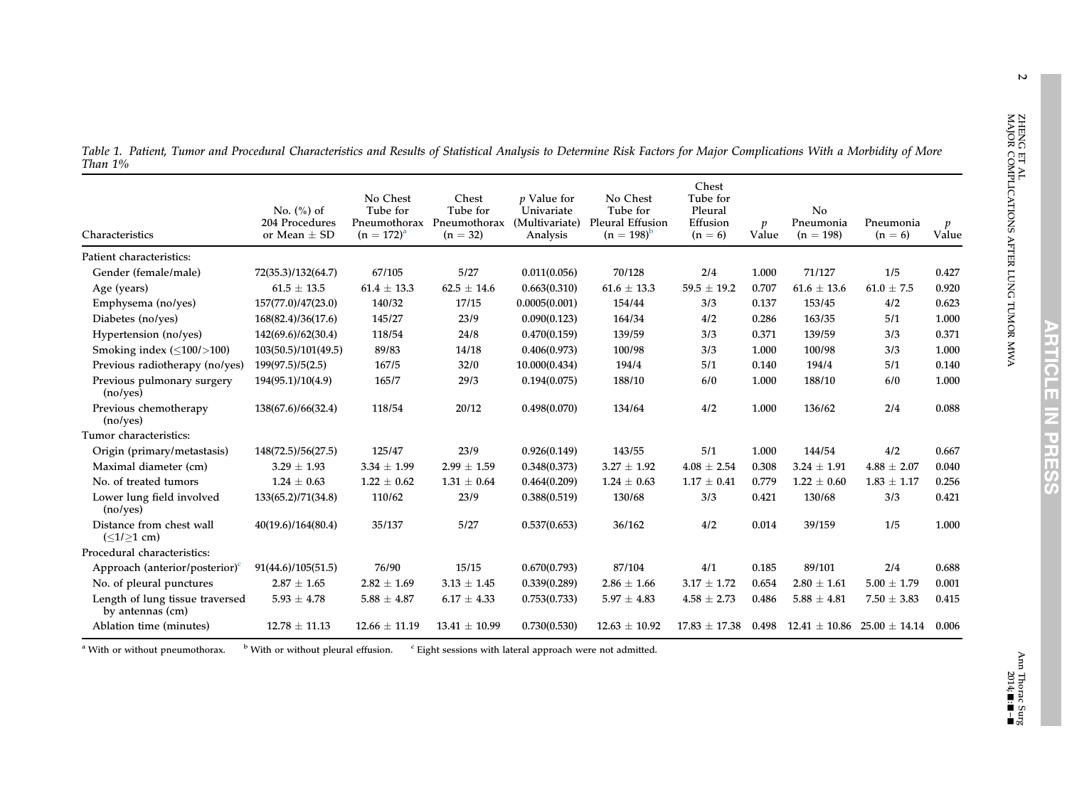*Table 1. Patient, Tumor and Procedural Characteristics and Results of Statistical Analysis to Determine Risk Factors for Major Complications With a Morbidity of More Than 1%*

| Characteristics | No. (%) of 204 Procedures or Mean ± SD | No Chest Tube for Pneumothorax (n = 172)[a] | Chest Tube for Pneumothorax (n = 32) | p Value for Univariate (Multivariate) Analysis | No Chest Tube for Pleural Effusion (n = 198)[b] | Chest Tube for Pleural Effusion (n = 6) | p Value | No Pneumonia (n = 198) | Pneumonia (n = 6) | p Value |
|---|---|---|---|---|---|---|---|---|---|---|
| Patient characteristics: | | | | | | | | | | |
| Gender (female/male) | 72(35.3)/132(64.7) | 67/105 | 5/27 | 0.011(0.056) | 70/128 | 2/4 | 1.000 | 71/127 | 1/5 | 0.427 |
| Age (years) | 61.5 ± 13.5 | 61.4 ± 13.3 | 62.5 ± 14.6 | 0.663(0.310) | 61.6 ± 13.3 | 59.5 ± 19.2 | 0.707 | 61.6 ± 13.6 | 61.0 ± 7.5 | 0.920 |
| Emphysema (no/yes) | 157(77.0)/47(23.0) | 140/32 | 17/15 | 0.0005(0.001) | 154/44 | 3/3 | 0.137 | 153/45 | 4/2 | 0.623 |
| Diabetes (no/yes) | 168(82.4)/36(17.6) | 145/27 | 23/9 | 0.090(0.123) | 164/34 | 4/2 | 0.286 | 163/35 | 5/1 | 1.000 |
| Hypertension (no/yes) | 142(69.6)/62(30.4) | 118/54 | 24/8 | 0.470(0.159) | 139/59 | 3/3 | 0.371 | 139/59 | 3/3 | 0.371 |
| Smoking index (≤100/>100) | 103(50.5)/101(49.5) | 89/83 | 14/18 | 0.406(0.973) | 100/98 | 3/3 | 1.000 | 100/98 | 3/3 | 1.000 |
| Previous radiotherapy (no/yes) | 199(97.5)/5(2.5) | 167/5 | 32/0 | 10.000(0.434) | 194/4 | 5/1 | 0.140 | 194/4 | 5/1 | 0.140 |
| Previous pulmonary surgery (no/yes) | 194(95.1)/10(4.9) | 165/7 | 29/3 | 0.194(0.075) | 188/10 | 6/0 | 1.000 | 188/10 | 6/0 | 1.000 |
| Previous chemotherapy (no/yes) | 138(67.6)/66(32.4) | 118/54 | 20/12 | 0.498(0.070) | 134/64 | 4/2 | 1.000 | 136/62 | 2/4 | 0.088 |
| Tumor characteristics: | | | | | | | | | | |
| Origin (primary/metastasis) | 148(72.5)/56(27.5) | 125/47 | 23/9 | 0.926(0.149) | 143/55 | 5/1 | 1.000 | 144/54 | 4/2 | 0.667 |
| Maximal diameter (cm) | 3.29 ± 1.93 | 3.34 ± 1.99 | 2.99 ± 1.59 | 0.348(0.373) | 3.27 ± 1.92 | 4.08 ± 2.54 | 0.308 | 3.24 ± 1.91 | 4.88 ± 2.07 | 0.040 |
| No. of treated tumors | 1.24 ± 0.63 | 1.22 ± 0.62 | 1.31 ± 0.64 | 0.464(0.209) | 1.24 ± 0.63 | 1.17 ± 0.41 | 0.779 | 1.22 ± 0.60 | 1.83 ± 1.17 | 0.256 |
| Lower lung field involved (no/yes) | 133(65.2)/71(34.8) | 110/62 | 23/9 | 0.388(0.519) | 130/68 | 3/3 | 0.421 | 130/68 | 3/3 | 0.421 |
| Distance from chest wall (≤1/≥1 cm) | 40(19.6)/164(80.4) | 35/137 | 5/27 | 0.537(0.653) | 36/162 | 4/2 | 0.014 | 39/159 | 1/5 | 1.000 |
| Procedural characteristics: | | | | | | | | | | |
| Approach (anterior/posterior)[c] | 91(44.6)/105(51.5) | 76/90 | 15/15 | 0.670(0.793) | 87/104 | 4/1 | 0.185 | 89/101 | 2/4 | 0.688 |
| No. of pleural punctures | 2.87 ± 1.65 | 2.82 ± 1.69 | 3.13 ± 1.45 | 0.339(0.289) | 2.86 ± 1.66 | 3.17 ± 1.72 | 0.654 | 2.80 ± 1.61 | 5.00 ± 1.79 | 0.001 |
| Length of lung tissue traversed by antennas (cm) | 5.93 ± 4.78 | 5.88 ± 4.87 | 6.17 ± 4.33 | 0.753(0.733) | 5.97 ± 4.83 | 4.58 ± 2.73 | 0.486 | 5.88 ± 4.81 | 7.50 ± 3.83 | 0.415 |
| Ablation time (minutes) | 12.78 ± 11.13 | 12.66 ± 11.19 | 13.41 ± 10.99 | 0.730(0.530) | 12.63 ± 10.92 | 17.83 ± 17.38 | 0.498 | 12.41 ± 10.86 | 25.00 ± 14.14 | 0.006 |

[a] With or without pneumothorax. [b] With or without pleural effusion. [c] Eight sessions with lateral approach were not admitted.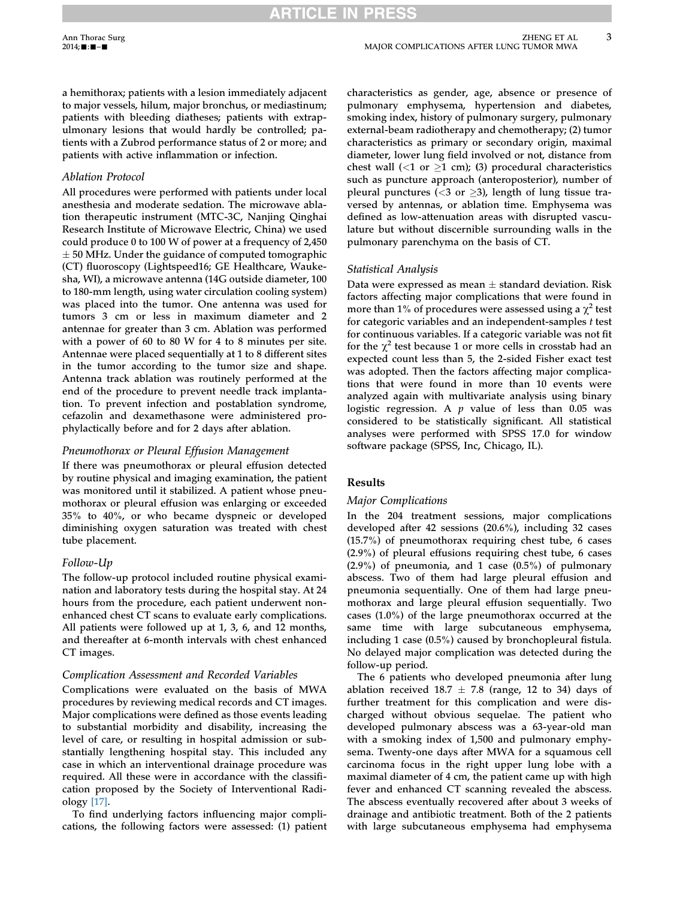a hemithorax; patients with a lesion immediately adjacent to major vessels, hilum, major bronchus, or mediastinum; patients with bleeding diatheses; patients with extrapulmonary lesions that would hardly be controlled; patients with a Zubrod performance status of 2 or more; and patients with active inflammation or infection.

### *Ablation Protocol*

All procedures were performed with patients under local anesthesia and moderate sedation. The microwave ablation therapeutic instrument (MTC-3C, Nanjing Qinghai Research Institute of Microwave Electric, China) we used could produce 0 to 100 W of power at a frequency of 2,450 $\pm$ 50 MHz. Under the guidance of computed tomographic (CT) fluoroscopy (Lightspeed16; GE Healthcare, Waukesha, WI), a microwave antenna (14G outside diameter, 100 to 180-mm length, using water circulation cooling system) was placed into the tumor. One antenna was used for tumors 3 cm or less in maximum diameter and 2 antennae for greater than 3 cm. Ablation was performed with a power of 60 to 80 W for 4 to 8 minutes per site. Antennae were placed sequentially at 1 to 8 different sites in the tumor according to the tumor size and shape. Antenna track ablation was routinely performed at the end of the procedure to prevent needle track implantation. To prevent infection and postablation syndrome, cefazolin and dexamethasone were administered prophylactically before and for 2 days after ablation.

### *Pneumothorax or Pleural Effusion Management*

If there was pneumothorax or pleural effusion detected by routine physical and imaging examination, the patient was monitored until it stabilized. A patient whose pneumothorax or pleural effusion was enlarging or exceeded 35% to 40%, or who became dyspneic or developed diminishing oxygen saturation was treated with chest tube placement.

### *Follow-Up*

The follow-up protocol included routine physical examination and laboratory tests during the hospital stay. At 24 hours from the procedure, each patient underwent nonenhanced chest CT scans to evaluate early complications. All patients were followed up at 1, 3, 6, and 12 months, and thereafter at 6-month intervals with chest enhanced CT images.

### *Complication Assessment and Recorded Variables*

Complications were evaluated on the basis of MWA procedures by reviewing medical records and CT images. Major complications were defined as those events leading to substantial morbidity and disability, increasing the level of care, or resulting in hospital admission or substantially lengthening hospital stay. This included any case in which an interventional drainage procedure was required. All these were in accordance with the classification proposed by the Society of Interventional Radiology [17].

To find underlying factors influencing major complications, the following factors were assessed: (1) patient characteristics as gender, age, absence or presence of pulmonary emphysema, hypertension and diabetes, smoking index, history of pulmonary surgery, pulmonary external-beam radiotherapy and chemotherapy; (2) tumor characteristics as primary or secondary origin, maximal diameter, lower lung field involved or not, distance from chest wall (<1 or ≥1 cm); (3) procedural characteristics such as puncture approach (anteroposterior), number of pleural punctures (<3 or ≥3), length of lung tissue traversed by antennas, or ablation time. Emphysema was defined as low-attenuation areas with disrupted vasculature but without discernible surrounding walls in the pulmonary parenchyma on the basis of CT.

### *Statistical Analysis*

Data were expressed as mean $\pm$ standard deviation. Risk factors affecting major complications that were found in more than 1% of procedures were assessed using a $\chi^2$ test for categoric variables and an independent-samples *t* test for continuous variables. If a categoric variable was not fit for the $\chi^2$ test because 1 or more cells in crosstab had an expected count less than 5, the 2-sided Fisher exact test was adopted. Then the factors affecting major complications that were found in more than 10 events were analyzed again with multivariate analysis using binary logistic regression. A *p* value of less than 0.05 was considered to be statistically significant. All statistical analyses were performed with SPSS 17.0 for window software package (SPSS, Inc, Chicago, IL).

## Results

### *Major Complications*

In the 204 treatment sessions, major complications developed after 42 sessions (20.6%), including 32 cases (15.7%) of pneumothorax requiring chest tube, 6 cases (2.9%) of pleural effusions requiring chest tube, 6 cases (2.9%) of pneumonia, and 1 case (0.5%) of pulmonary abscess. Two of them had large pleural effusion and pneumonia sequentially. One of them had large pneumothorax and large pleural effusion sequentially. Two cases (1.0%) of the large pneumothorax occurred at the same time with large subcutaneous emphysema, including 1 case (0.5%) caused by bronchopleural fistula. No delayed major complication was detected during the follow-up period.

The 6 patients who developed pneumonia after lung ablation received 18.7 $\pm$ 7.8 (range, 12 to 34) days of further treatment for this complication and were discharged without obvious sequelae. The patient who developed pulmonary abscess was a 63-year-old man with a smoking index of 1,500 and pulmonary emphysema. Twenty-one days after MWA for a squamous cell carcinoma focus in the right upper lung lobe with a maximal diameter of 4 cm, the patient came up with high fever and enhanced CT scanning revealed the abscess. The abscess eventually recovered after about 3 weeks of drainage and antibiotic treatment. Both of the 2 patients with large subcutaneous emphysema had emphysema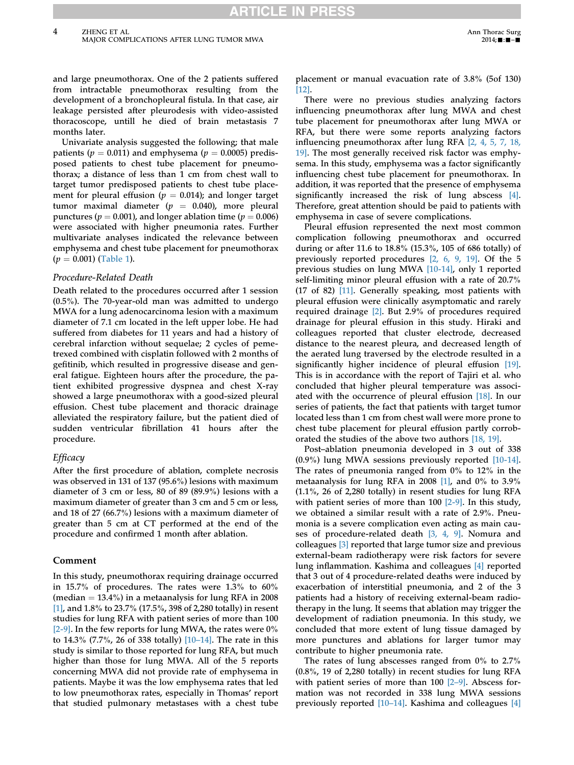and large pneumothorax. One of the 2 patients suffered from intractable pneumothorax resulting from the development of a bronchopleural fistula. In that case, air leakage persisted after pleurodesis with video-assisted thoracoscope, untill he died of brain metastasis 7 months later.

Univariate analysis suggested the following; that male patients ($p = 0.011$) and emphysema ($p = 0.0005$) predisposed patients to chest tube placement for pneumothorax; a distance of less than 1 cm from chest wall to target tumor predisposed patients to chest tube placement for pleural effusion ($p = 0.014$); and longer target tumor maximal diameter ($p = 0.040$), more pleural punctures ($p = 0.001$), and longer ablation time ($p = 0.006$) were associated with higher pneumonia rates. Further multivariate analyses indicated the relevance between emphysema and chest tube placement for pneumothorax ($p = 0.001$) (Table 1).

### *Procedure-Related Death*

Death related to the procedures occurred after 1 session (0.5%). The 70-year-old man was admitted to undergo MWA for a lung adenocarcinoma lesion with a maximum diameter of 7.1 cm located in the left upper lobe. He had suffered from diabetes for 11 years and had a history of cerebral infarction without sequelae; 2 cycles of pemetrexed combined with cisplatin followed with 2 months of gefitinib, which resulted in progressive disease and general fatigue. Eighteen hours after the procedure, the patient exhibited progressive dyspnea and chest X-ray showed a large pneumothorax with a good-sized pleural effusion. Chest tube placement and thoracic drainage alleviated the respiratory failure, but the patient died of sudden ventricular fibrillation 41 hours after the procedure.

### *Efficacy*

After the first procedure of ablation, complete necrosis was observed in 131 of 137 (95.6%) lesions with maximum diameter of 3 cm or less, 80 of 89 (89.9%) lesions with a maximum diameter of greater than 3 cm and 5 cm or less, and 18 of 27 (66.7%) lesions with a maximum diameter of greater than 5 cm at CT performed at the end of the procedure and confirmed 1 month after ablation.

## Comment

In this study, pneumothorax requiring drainage occurred in 15.7% of procedures. The rates were 1.3% to 60% (median = 13.4%) in a metaanalysis for lung RFA in 2008 [1], and 1.8% to 23.7% (17.5%, 398 of 2,280 totally) in resent studies for lung RFA with patient series of more than 100 [2-9]. In the few reports for lung MWA, the rates were 0% to 14.3% (7.7%, 26 of 338 totally) [10–14]. The rate in this study is similar to those reported for lung RFA, but much higher than those for lung MWA. All of the 5 reports concerning MWA did not provide rate of emphysema in patients. Maybe it was the low emphysema rates that led to low pneumothorax rates, especially in Thomas' report that studied pulmonary metastases with a chest tube placement or manual evacuation rate of 3.8% (5of 130) [12].

There were no previous studies analyzing factors influencing pneumothorax after lung MWA and chest tube placement for pneumothorax after lung MWA or RFA, but there were some reports analyzing factors influencing pneumothorax after lung RFA [2, 4, 5, 7, 18, 19]. The most generally received risk factor was emphysema. In this study, emphysema was a factor significantly influencing chest tube placement for pneumothorax. In addition, it was reported that the presence of emphysema significantly increased the risk of lung abscess [4]. Therefore, great attention should be paid to patients with emphysema in case of severe complications.

Pleural effusion represented the next most common complication following pneumothorax and occurred during or after 11.6 to 18.8% (15.3%, 105 of 686 totally) of previously reported procedures [2, 6, 9, 19]. Of the 5 previous studies on lung MWA [10-14], only 1 reported self-limiting minor pleural effusion with a rate of 20.7% (17 of 82) [11]. Generally speaking, most patients with pleural effusion were clinically asymptomatic and rarely required drainage [2]. But 2.9% of procedures required drainage for pleural effusion in this study. Hiraki and colleagues reported that cluster electrode, decreased distance to the nearest pleura, and decreased length of the aerated lung traversed by the electrode resulted in a significantly higher incidence of pleural effusion [19]. This is in accordance with the report of Tajiri et al. who concluded that higher pleural temperature was associated with the occurrence of pleural effusion [18]. In our series of patients, the fact that patients with target tumor located less than 1 cm from chest wall were more prone to chest tube placement for pleural effusion partly corroborated the studies of the above two authors [18, 19].

Post–ablation pneumonia developed in 3 out of 338 (0.9%) lung MWA sessions previously reported [10-14]. The rates of pneumonia ranged from 0% to 12% in the metaanalysis for lung RFA in 2008 [1], and 0% to 3.9% (1.1%, 26 of 2,280 totally) in resent studies for lung RFA with patient series of more than 100 [2-9]. In this study, we obtained a similar result with a rate of 2.9%. Pneumonia is a severe complication even acting as main causes of procedure-related death [3, 4, 9]. Nomura and colleagues [3] reported that large tumor size and previous external-beam radiotherapy were risk factors for severe lung inflammation. Kashima and colleagues [4] reported that 3 out of 4 procedure-related deaths were induced by exacerbation of interstitial pneumonia, and 2 of the 3 patients had a history of receiving external-beam radiotherapy in the lung. It seems that ablation may trigger the development of radiation pneumonia. In this study, we concluded that more extent of lung tissue damaged by more punctures and ablations for larger tumor may contribute to higher pneumonia rate.

The rates of lung abscesses ranged from 0% to 2.7% (0.8%, 19 of 2,280 totally) in recent studies for lung RFA with patient series of more than 100 [2–9]. Abscess formation was not recorded in 338 lung MWA sessions previously reported [10–14]. Kashima and colleagues [4]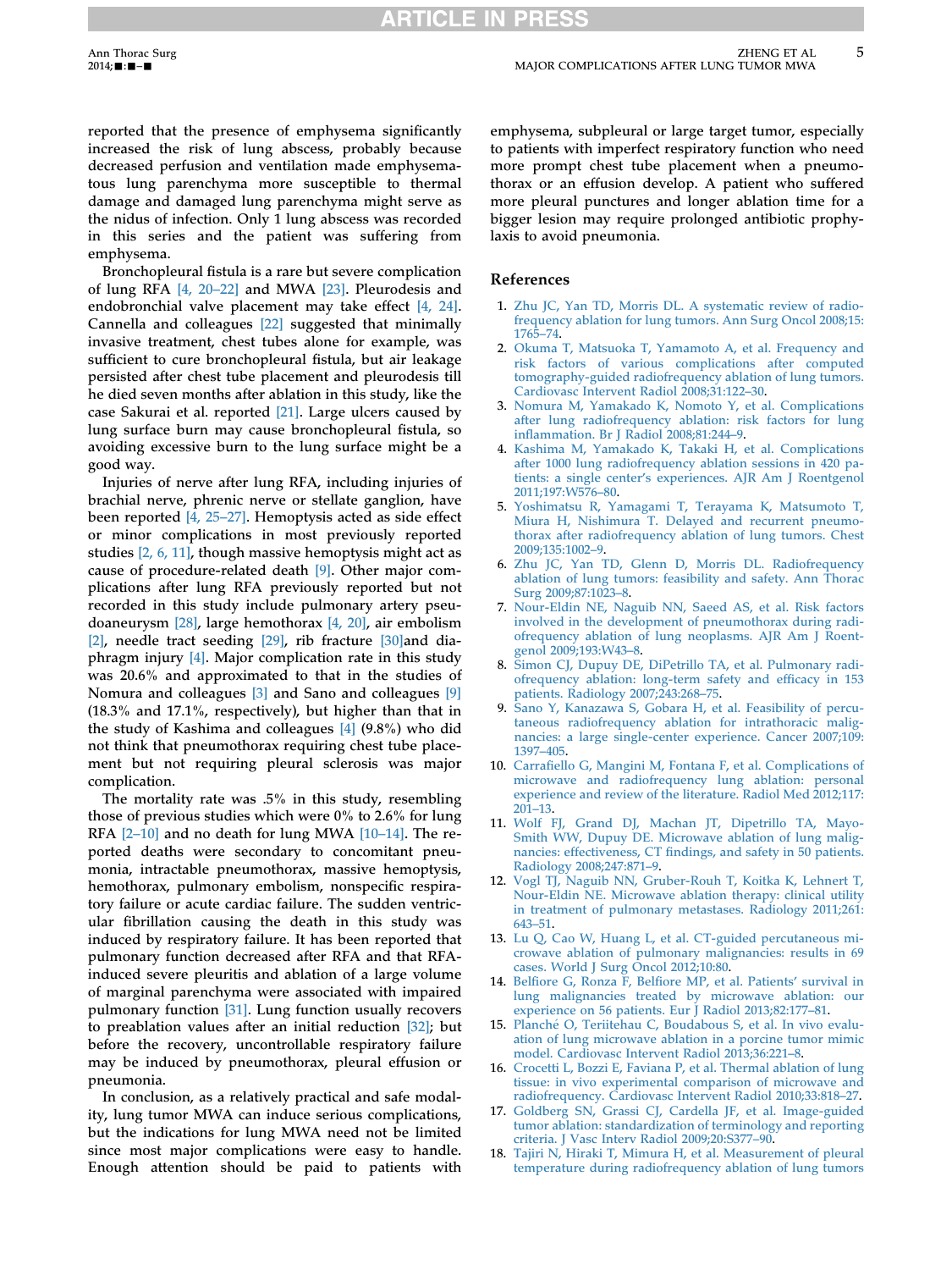reported that the presence of emphysema significantly increased the risk of lung abscess, probably because decreased perfusion and ventilation made emphysematous lung parenchyma more susceptible to thermal damage and damaged lung parenchyma might serve as the nidus of infection. Only 1 lung abscess was recorded in this series and the patient was suffering from emphysema.

Bronchopleural fistula is a rare but severe complication of lung RFA [4, 20–22] and MWA [23]. Pleurodesis and endobronchial valve placement may take effect [4, 24]. Cannella and colleagues [22] suggested that minimally invasive treatment, chest tubes alone for example, was sufficient to cure bronchopleural fistula, but air leakage persisted after chest tube placement and pleurodesis till he died seven months after ablation in this study, like the case Sakurai et al. reported [21]. Large ulcers caused by lung surface burn may cause bronchopleural fistula, so avoiding excessive burn to the lung surface might be a good way.

Injuries of nerve after lung RFA, including injuries of brachial nerve, phrenic nerve or stellate ganglion, have been reported [4, 25–27]. Hemoptysis acted as side effect or minor complications in most previously reported studies [2, 6, 11], though massive hemoptysis might act as cause of procedure-related death [9]. Other major complications after lung RFA previously reported but not recorded in this study include pulmonary artery pseudoaneurysm [28], large hemothorax [4, 20], air embolism [2], needle tract seeding [29], rib fracture [30]and diaphragm injury [4]. Major complication rate in this study was 20.6% and approximated to that in the studies of Nomura and colleagues [3] and Sano and colleagues [9] (18.3% and 17.1%, respectively), but higher than that in the study of Kashima and colleagues [4] (9.8%) who did not think that pneumothorax requiring chest tube placement but not requiring pleural sclerosis was major complication.

The mortality rate was .5% in this study, resembling those of previous studies which were 0% to 2.6% for lung RFA [2–10] and no death for lung MWA [10–14]. The reported deaths were secondary to concomitant pneumonia, intractable pneumothorax, massive hemoptysis, hemothorax, pulmonary embolism, nonspecific respiratory failure or acute cardiac failure. The sudden ventricular fibrillation causing the death in this study was induced by respiratory failure. It has been reported that pulmonary function decreased after RFA and that RFA-induced severe pleuritis and ablation of a large volume of marginal parenchyma were associated with impaired pulmonary function [31]. Lung function usually recovers to preablation values after an initial reduction [32]; but before the recovery, uncontrollable respiratory failure may be induced by pneumothorax, pleural effusion or pneumonia.

In conclusion, as a relatively practical and safe modality, lung tumor MWA can induce serious complications, but the indications for lung MWA need not be limited since most major complications were easy to handle. Enough attention should be paid to patients with emphysema, subpleural or large target tumor, especially to patients with imperfect respiratory function who need more prompt chest tube placement when a pneumothorax or an effusion develop. A patient who suffered more pleural punctures and longer ablation time for a bigger lesion may require prolonged antibiotic prophylaxis to avoid pneumonia.

## References

1. Zhu JC, Yan TD, Morris DL. A systematic review of radiofrequency ablation for lung tumors. Ann Surg Oncol 2008;15:1765–74.
2. Okuma T, Matsuoka T, Yamamoto A, et al. Frequency and risk factors of various complications after computed tomography-guided radiofrequency ablation of lung tumors. Cardiovasc Intervent Radiol 2008;31:122–30.
3. Nomura M, Yamakado K, Nomoto Y, et al. Complications after lung radiofrequency ablation: risk factors for lung inflammation. Br J Radiol 2008;81:244–9.
4. Kashima M, Yamakado K, Takaki H, et al. Complications after 1000 lung radiofrequency ablation sessions in 420 patients: a single center's experiences. AJR Am J Roentgenol 2011;197:W576–80.
5. Yoshimatsu R, Yamagami T, Terayama K, Matsumoto T, Miura H, Nishimura T. Delayed and recurrent pneumothorax after radiofrequency ablation of lung tumors. Chest 2009;135:1002–9.
6. Zhu JC, Yan TD, Glenn D, Morris DL. Radiofrequency ablation of lung tumors: feasibility and safety. Ann Thorac Surg 2009;87:1023–8.
7. Nour-Eldin NE, Naguib NN, Saeed AS, et al. Risk factors involved in the development of pneumothorax during radiofrequency ablation of lung neoplasms. AJR Am J Roentgenol 2009;193:W43–8.
8. Simon CJ, Dupuy DE, DiPetrillo TA, et al. Pulmonary radiofrequency ablation: long-term safety and efficacy in 153 patients. Radiology 2007;243:268–75.
9. Sano Y, Kanazawa S, Gobara H, et al. Feasibility of percutaneous radiofrequency ablation for intrathoracic malignancies: a large single-center experience. Cancer 2007;109:1397–405.
10. Carrafiello G, Mangini M, Fontana F, et al. Complications of microwave and radiofrequency lung ablation: personal experience and review of the literature. Radiol Med 2012;117:201–13.
11. Wolf FJ, Grand DJ, Machan JT, Dipetrillo TA, Mayo-Smith WW, Dupuy DE. Microwave ablation of lung malignancies: effectiveness, CT findings, and safety in 50 patients. Radiology 2008;247:871–9.
12. Vogl TJ, Naguib NN, Gruber-Rouh T, Koitka K, Lehnert T, Nour-Eldin NE. Microwave ablation therapy: clinical utility in treatment of pulmonary metastases. Radiology 2011;261:643–51.
13. Lu Q, Cao W, Huang L, et al. CT-guided percutaneous microwave ablation of pulmonary malignancies: results in 69 cases. World J Surg Oncol 2012;10:80.
14. Belfiore G, Ronza F, Belfiore MP, et al. Patients' survival in lung malignancies treated by microwave ablation: our experience on 56 patients. Eur J Radiol 2013;82:177–81.
15. Planché O, Teriitehau C, Boudabous S, et al. In vivo evaluation of lung microwave ablation in a porcine tumor mimic model. Cardiovasc Intervent Radiol 2013;36:221–8.
16. Crocetti L, Bozzi E, Faviana P, et al. Thermal ablation of lung tissue: in vivo experimental comparison of microwave and radiofrequency. Cardiovasc Intervent Radiol 2010;33:818–27.
17. Goldberg SN, Grassi CJ, Cardella JF, et al. Image-guided tumor ablation: standardization of terminology and reporting criteria. J Vasc Interv Radiol 2009;20:S377–90.
18. Tajiri N, Hiraki T, Mimura H, et al. Measurement of pleural temperature during radiofrequency ablation of lung tumors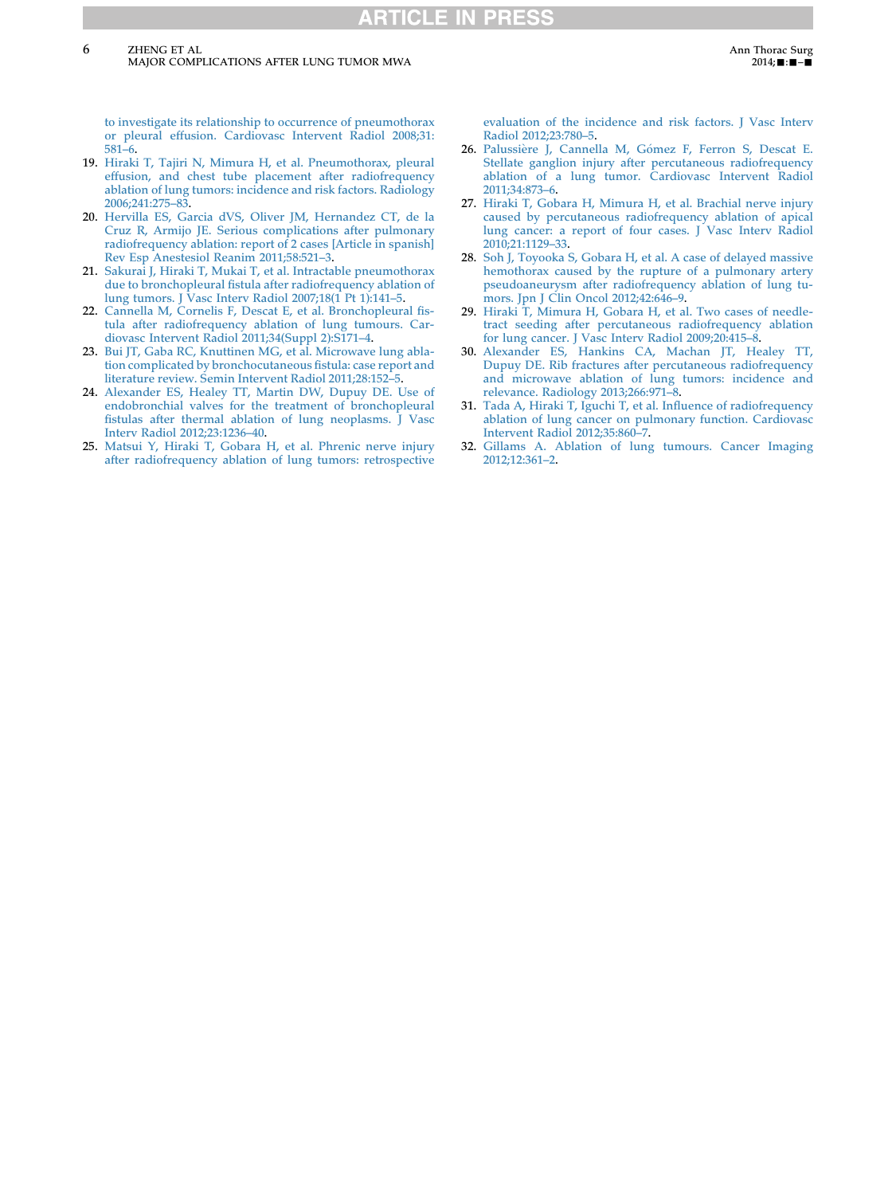to investigate its relationship to occurrence of pneumothorax or pleural effusion. Cardiovasc Intervent Radiol 2008;31: 581–6.

19. Hiraki T, Tajiri N, Mimura H, et al. Pneumothorax, pleural effusion, and chest tube placement after radiofrequency ablation of lung tumors: incidence and risk factors. Radiology 2006;241:275–83.
20. Hervilla ES, Garcia dVS, Oliver JM, Hernandez CT, de la Cruz R, Armijo JE. Serious complications after pulmonary radiofrequency ablation: report of 2 cases [Article in spanish] Rev Esp Anestesiol Reanim 2011;58:521–3.
21. Sakurai J, Hiraki T, Mukai T, et al. Intractable pneumothorax due to bronchopleural fistula after radiofrequency ablation of lung tumors. J Vasc Interv Radiol 2007;18(1 Pt 1):141–5.
22. Cannella M, Cornelis F, Descat E, et al. Bronchopleural fistula after radiofrequency ablation of lung tumours. Cardiovasc Intervent Radiol 2011;34(Suppl 2):S171–4.
23. Bui JT, Gaba RC, Knuttinen MG, et al. Microwave lung ablation complicated by bronchocutaneous fistula: case report and literature review. Semin Intervent Radiol 2011;28:152–5.
24. Alexander ES, Healey TT, Martin DW, Dupuy DE. Use of endobronchial valves for the treatment of bronchopleural fistulas after thermal ablation of lung neoplasms. J Vasc Interv Radiol 2012;23:1236–40.
25. Matsui Y, Hiraki T, Gobara H, et al. Phrenic nerve injury after radiofrequency ablation of lung tumors: retrospective evaluation of the incidence and risk factors. J Vasc Interv Radiol 2012;23:780–5.
26. Palussière J, Cannella M, Gómez F, Ferron S, Descat E. Stellate ganglion injury after percutaneous radiofrequency ablation of a lung tumor. Cardiovasc Intervent Radiol 2011;34:873–6.
27. Hiraki T, Gobara H, Mimura H, et al. Brachial nerve injury caused by percutaneous radiofrequency ablation of apical lung cancer: a report of four cases. J Vasc Interv Radiol 2010;21:1129–33.
28. Soh J, Toyooka S, Gobara H, et al. A case of delayed massive hemothorax caused by the rupture of a pulmonary artery pseudoaneurysm after radiofrequency ablation of lung tumors. Jpn J Clin Oncol 2012;42:646–9.
29. Hiraki T, Mimura H, Gobara H, et al. Two cases of needle-tract seeding after percutaneous radiofrequency ablation for lung cancer. J Vasc Interv Radiol 2009;20:415–8.
30. Alexander ES, Hankins CA, Machan JT, Healey TT, Dupuy DE. Rib fractures after percutaneous radiofrequency and microwave ablation of lung tumors: incidence and relevance. Radiology 2013;266:971–8.
31. Tada A, Hiraki T, Iguchi T, et al. Influence of radiofrequency ablation of lung cancer on pulmonary function. Cardiovasc Intervent Radiol 2012;35:860–7.
32. Gillams A. Ablation of lung tumours. Cancer Imaging 2012;12:361–2.